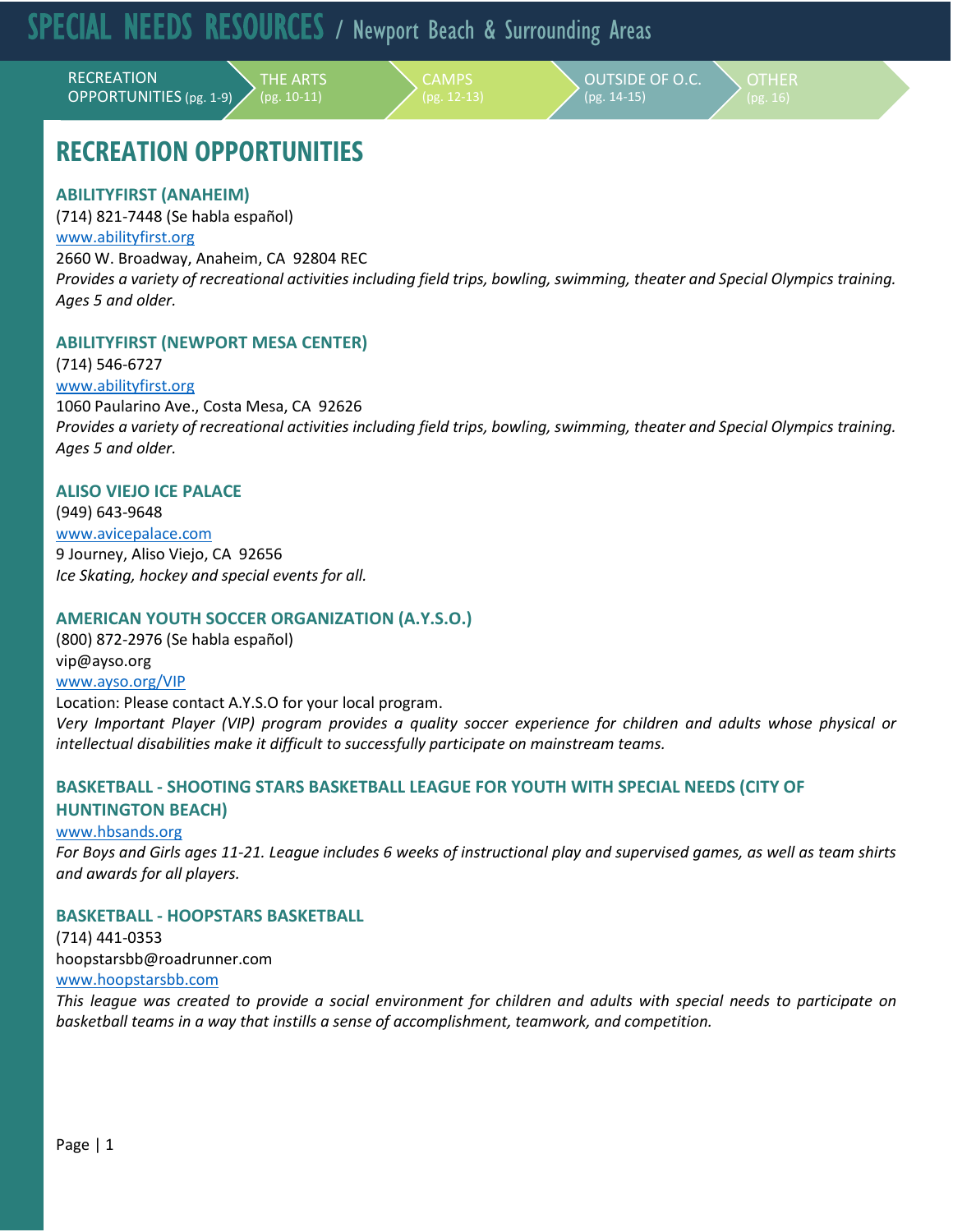# SPECIAL NEEDS RESOURCES / Newport Beach & Surrounding Areas

RECREATION OPPORTUNITIES (pg. 1-9) | THE ARTS (pg. 10-11) | CAMPS (pg. 12-13) | OUTSIDE OF O.C. (pg. 14-15) | OTHER (pg. 16)

## RECREATION OPPORTUNITIES

### ABILITYFIRST (ANAHEIM)

(714) 821-7448 (Se habla español)
www.abilityfirst.org
2660 W. Broadway, Anaheim, CA 92804 REC
*Provides a variety of recreational activities including field trips, bowling, swimming, theater and Special Olympics training. Ages 5 and older.*

### ABILITYFIRST (NEWPORT MESA CENTER)

(714) 546-6727
www.abilityfirst.org
1060 Paularino Ave., Costa Mesa, CA 92626
*Provides a variety of recreational activities including field trips, bowling, swimming, theater and Special Olympics training. Ages 5 and older.*

### ALISO VIEJO ICE PALACE

(949) 643-9648
www.avicepalace.com
9 Journey, Aliso Viejo, CA 92656
*Ice Skating, hockey and special events for all.*

### AMERICAN YOUTH SOCCER ORGANIZATION (A.Y.S.O.)

(800) 872-2976 (Se habla español)
vip@ayso.org
www.ayso.org/VIP
Location: Please contact A.Y.S.O for your local program.
*Very Important Player (VIP) program provides a quality soccer experience for children and adults whose physical or intellectual disabilities make it difficult to successfully participate on mainstream teams.*

### BASKETBALL - SHOOTING STARS BASKETBALL LEAGUE FOR YOUTH WITH SPECIAL NEEDS (CITY OF HUNTINGTON BEACH)

www.hbsands.org
*For Boys and Girls ages 11-21. League includes 6 weeks of instructional play and supervised games, as well as team shirts and awards for all players.*

### BASKETBALL - HOOPSTARS BASKETBALL

(714) 441-0353
hoopstarsbb@roadrunner.com
www.hoopstarsbb.com
*This league was created to provide a social environment for children and adults with special needs to participate on basketball teams in a way that instills a sense of accomplishment, teamwork, and competition.*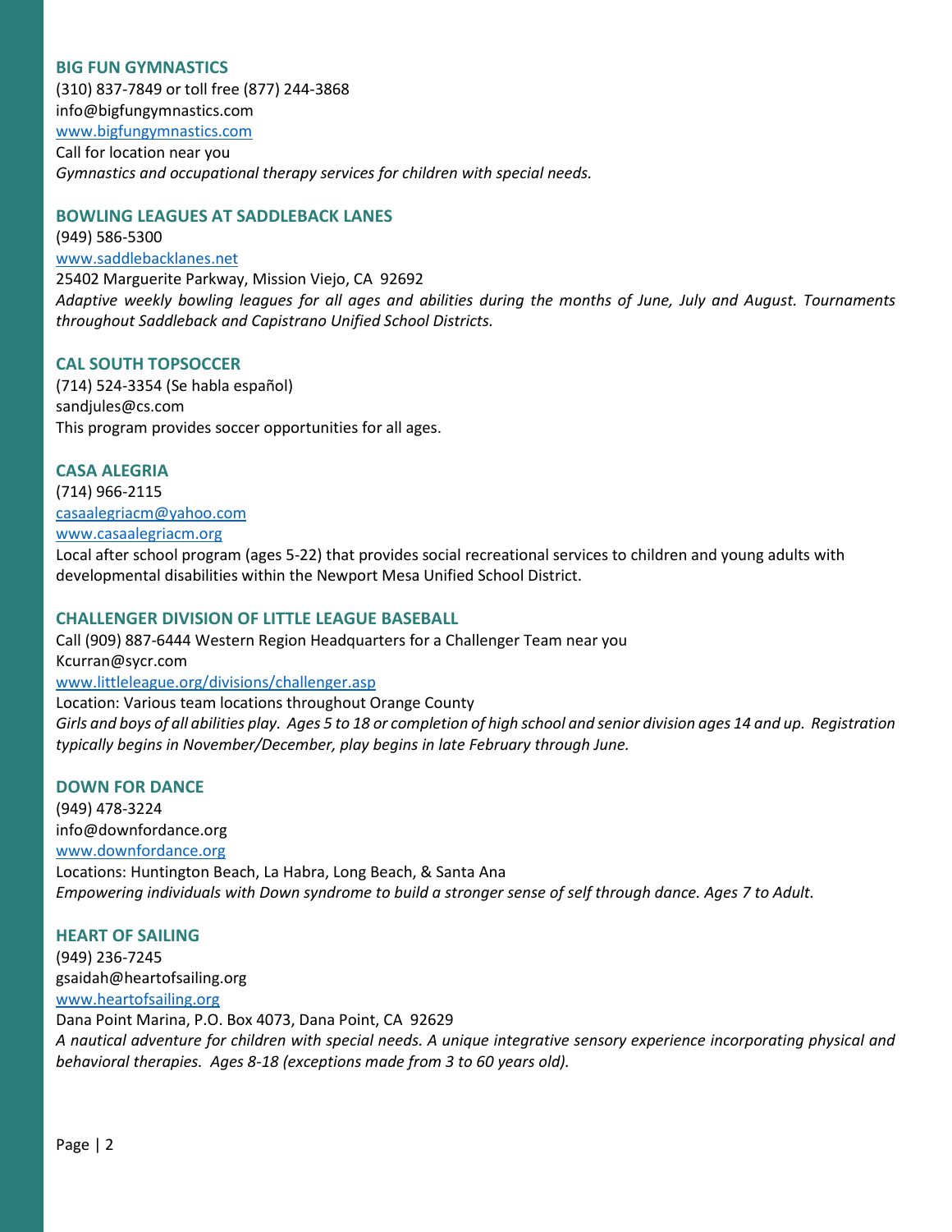### BIG FUN GYMNASTICS

(310) 837-7849 or toll free (877) 244-3868
info@bigfungymnastics.com
www.bigfungymnastics.com
Call for location near you
*Gymnastics and occupational therapy services for children with special needs.*

### BOWLING LEAGUES AT SADDLEBACK LANES

(949) 586-5300
www.saddlebacklanes.net
25402 Marguerite Parkway, Mission Viejo, CA 92692
*Adaptive weekly bowling leagues for all ages and abilities during the months of June, July and August. Tournaments throughout Saddleback and Capistrano Unified School Districts.*

### CAL SOUTH TOPSOCCER

(714) 524-3354 (Se habla español)
sandjules@cs.com
This program provides soccer opportunities for all ages.

### CASA ALEGRIA

(714) 966-2115
casaalegriacm@yahoo.com
www.casaalegriacm.org
Local after school program (ages 5-22) that provides social recreational services to children and young adults with developmental disabilities within the Newport Mesa Unified School District.

### CHALLENGER DIVISION OF LITTLE LEAGUE BASEBALL

Call (909) 887-6444 Western Region Headquarters for a Challenger Team near you
Kcurran@sycr.com
www.littleleague.org/divisions/challenger.asp
Location: Various team locations throughout Orange County
*Girls and boys of all abilities play. Ages 5 to 18 or completion of high school and senior division ages 14 and up. Registration typically begins in November/December, play begins in late February through June.*

### DOWN FOR DANCE

(949) 478-3224
info@downfordance.org
www.downfordance.org
Locations: Huntington Beach, La Habra, Long Beach, & Santa Ana
*Empowering individuals with Down syndrome to build a stronger sense of self through dance. Ages 7 to Adult.*

### HEART OF SAILING

(949) 236-7245
gsaidah@heartofsailing.org
www.heartofsailing.org
Dana Point Marina, P.O. Box 4073, Dana Point, CA 92629
*A nautical adventure for children with special needs. A unique integrative sensory experience incorporating physical and behavioral therapies. Ages 8-18 (exceptions made from 3 to 60 years old).*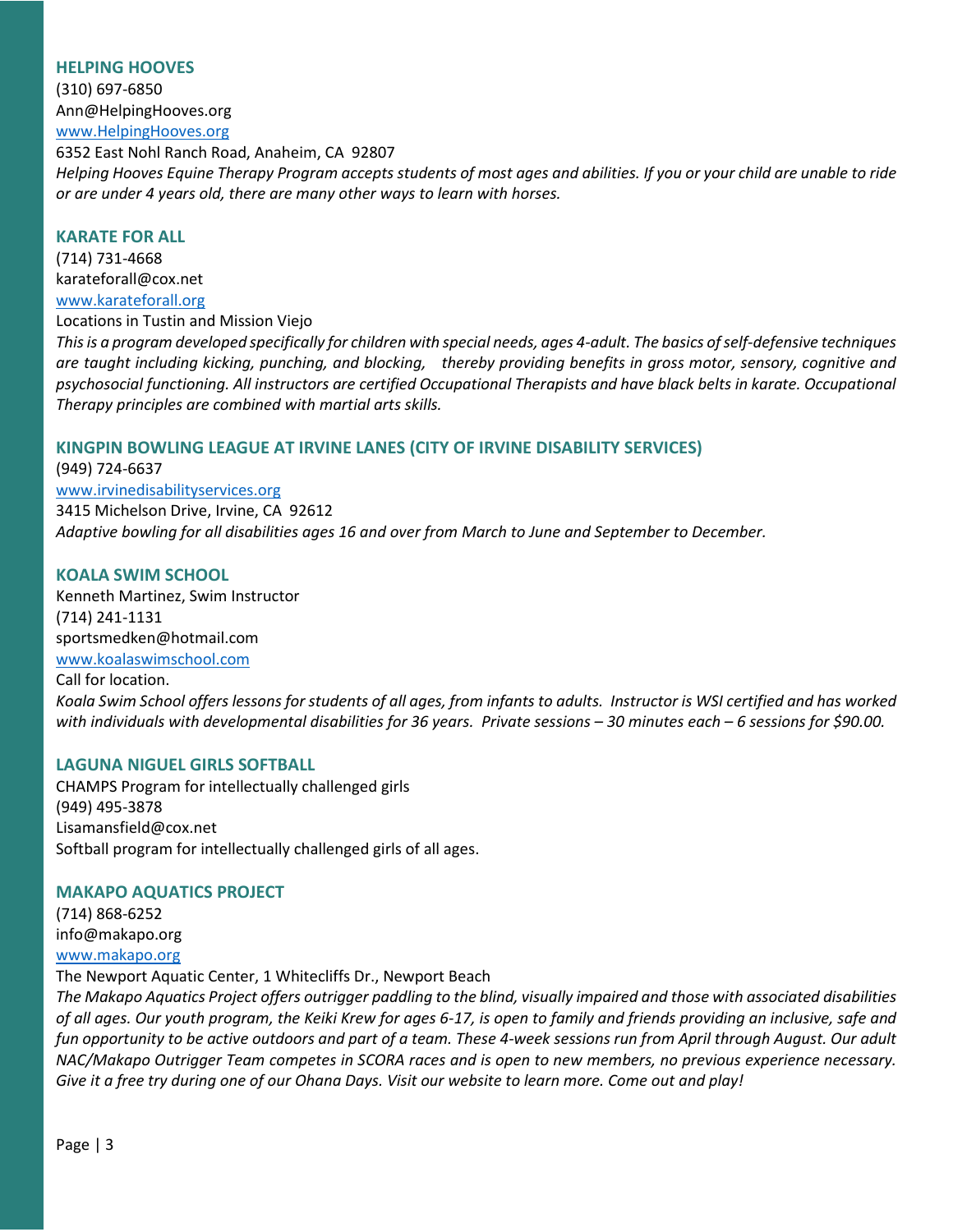### HELPING HOOVES

(310) 697-6850
Ann@HelpingHooves.org
www.HelpingHooves.org
6352 East Nohl Ranch Road, Anaheim, CA 92807
*Helping Hooves Equine Therapy Program accepts students of most ages and abilities. If you or your child are unable to ride or are under 4 years old, there are many other ways to learn with horses.*

### KARATE FOR ALL

(714) 731-4668
karateforall@cox.net
www.karateforall.org
Locations in Tustin and Mission Viejo
*This is a program developed specifically for children with special needs, ages 4-adult. The basics of self-defensive techniques are taught including kicking, punching, and blocking, thereby providing benefits in gross motor, sensory, cognitive and psychosocial functioning. All instructors are certified Occupational Therapists and have black belts in karate. Occupational Therapy principles are combined with martial arts skills.*

### KINGPIN BOWLING LEAGUE AT IRVINE LANES (CITY OF IRVINE DISABILITY SERVICES)

(949) 724-6637
www.irvinedisabilityservices.org
3415 Michelson Drive, Irvine, CA 92612
*Adaptive bowling for all disabilities ages 16 and over from March to June and September to December.*

### KOALA SWIM SCHOOL

Kenneth Martinez, Swim Instructor
(714) 241-1131
sportsmedken@hotmail.com
www.koalaswimschool.com
Call for location.
*Koala Swim School offers lessons for students of all ages, from infants to adults. Instructor is WSI certified and has worked with individuals with developmental disabilities for 36 years. Private sessions – 30 minutes each – 6 sessions for $90.00.*

### LAGUNA NIGUEL GIRLS SOFTBALL

CHAMPS Program for intellectually challenged girls
(949) 495-3878
Lisamansfield@cox.net
Softball program for intellectually challenged girls of all ages.

### MAKAPO AQUATICS PROJECT

(714) 868-6252
info@makapo.org
www.makapo.org
The Newport Aquatic Center, 1 Whitecliffs Dr., Newport Beach
*The Makapo Aquatics Project offers outrigger paddling to the blind, visually impaired and those with associated disabilities of all ages. Our youth program, the Keiki Krew for ages 6-17, is open to family and friends providing an inclusive, safe and fun opportunity to be active outdoors and part of a team. These 4-week sessions run from April through August. Our adult NAC/Makapo Outrigger Team competes in SCORA races and is open to new members, no previous experience necessary. Give it a free try during one of our Ohana Days. Visit our website to learn more. Come out and play!*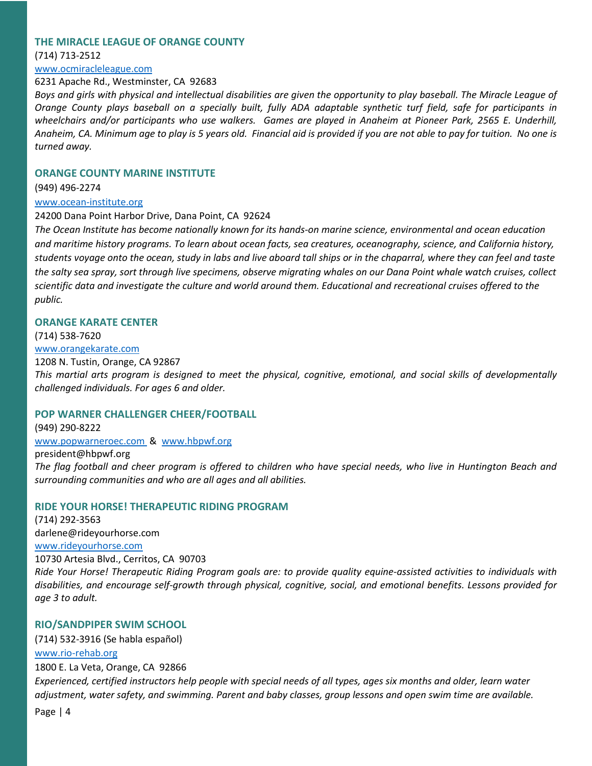### THE MIRACLE LEAGUE OF ORANGE COUNTY

(714) 713-2512

www.ocmiracleleague.com

6231 Apache Rd., Westminster, CA 92683

*Boys and girls with physical and intellectual disabilities are given the opportunity to play baseball. The Miracle League of Orange County plays baseball on a specially built, fully ADA adaptable synthetic turf field, safe for participants in wheelchairs and/or participants who use walkers. Games are played in Anaheim at Pioneer Park, 2565 E. Underhill, Anaheim, CA. Minimum age to play is 5 years old. Financial aid is provided if you are not able to pay for tuition. No one is turned away.*

### ORANGE COUNTY MARINE INSTITUTE

(949) 496-2274

www.ocean-institute.org

24200 Dana Point Harbor Drive, Dana Point, CA 92624

*The Ocean Institute has become nationally known for its hands-on marine science, environmental and ocean education and maritime history programs. To learn about ocean facts, sea creatures, oceanography, science, and California history, students voyage onto the ocean, study in labs and live aboard tall ships or in the chaparral, where they can feel and taste the salty sea spray, sort through live specimens, observe migrating whales on our Dana Point whale watch cruises, collect scientific data and investigate the culture and world around them. Educational and recreational cruises offered to the public.*

### ORANGE KARATE CENTER

(714) 538-7620

www.orangekarate.com

1208 N. Tustin, Orange, CA 92867

*This martial arts program is designed to meet the physical, cognitive, emotional, and social skills of developmentally challenged individuals. For ages 6 and older.*

### POP WARNER CHALLENGER CHEER/FOOTBALL

(949) 290-8222

www.popwarneroec.com & www.hbpwf.org

president@hbpwf.org

*The flag football and cheer program is offered to children who have special needs, who live in Huntington Beach and surrounding communities and who are all ages and all abilities.*

### RIDE YOUR HORSE! THERAPEUTIC RIDING PROGRAM

(714) 292-3563

darlene@rideyourhorse.com

www.rideyourhorse.com

10730 Artesia Blvd., Cerritos, CA 90703

*Ride Your Horse! Therapeutic Riding Program goals are: to provide quality equine-assisted activities to individuals with disabilities, and encourage self-growth through physical, cognitive, social, and emotional benefits. Lessons provided for age 3 to adult.*

### RIO/SANDPIPER SWIM SCHOOL

(714) 532-3916 (Se habla español)

www.rio-rehab.org

1800 E. La Veta, Orange, CA 92866

*Experienced, certified instructors help people with special needs of all types, ages six months and older, learn water adjustment, water safety, and swimming. Parent and baby classes, group lessons and open swim time are available.*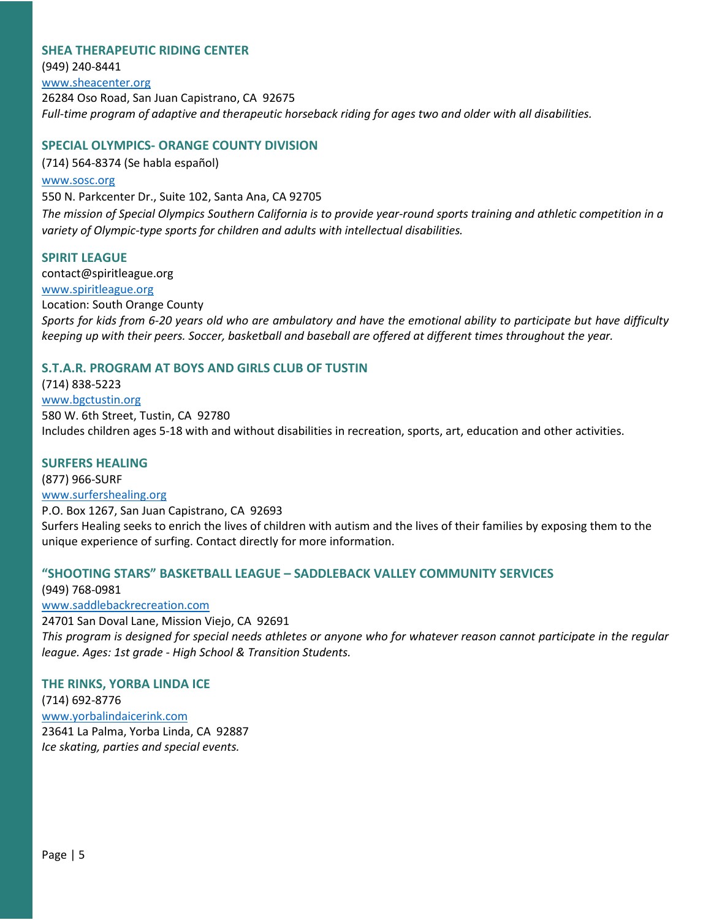### SHEA THERAPEUTIC RIDING CENTER

(949) 240-8441
www.sheacenter.org
26284 Oso Road, San Juan Capistrano, CA 92675
*Full-time program of adaptive and therapeutic horseback riding for ages two and older with all disabilities.*

### SPECIAL OLYMPICS- ORANGE COUNTY DIVISION

(714) 564-8374 (Se habla español)
www.sosc.org
550 N. Parkcenter Dr., Suite 102, Santa Ana, CA 92705
*The mission of Special Olympics Southern California is to provide year-round sports training and athletic competition in a variety of Olympic-type sports for children and adults with intellectual disabilities.*

### SPIRIT LEAGUE

contact@spiritleague.org
www.spiritleague.org
Location: South Orange County
*Sports for kids from 6-20 years old who are ambulatory and have the emotional ability to participate but have difficulty keeping up with their peers. Soccer, basketball and baseball are offered at different times throughout the year.*

### S.T.A.R. PROGRAM AT BOYS AND GIRLS CLUB OF TUSTIN

(714) 838-5223
www.bgctustin.org
580 W. 6th Street, Tustin, CA 92780
Includes children ages 5-18 with and without disabilities in recreation, sports, art, education and other activities.

### SURFERS HEALING

(877) 966-SURF
www.surfershealing.org
P.O. Box 1267, San Juan Capistrano, CA 92693
Surfers Healing seeks to enrich the lives of children with autism and the lives of their families by exposing them to the unique experience of surfing. Contact directly for more information.

### "SHOOTING STARS" BASKETBALL LEAGUE – SADDLEBACK VALLEY COMMUNITY SERVICES

(949) 768-0981
www.saddlebackrecreation.com
24701 San Doval Lane, Mission Viejo, CA 92691
*This program is designed for special needs athletes or anyone who for whatever reason cannot participate in the regular league. Ages: 1st grade - High School & Transition Students.*

### THE RINKS, YORBA LINDA ICE

(714) 692-8776
www.yorbalindaicerink.com
23641 La Palma, Yorba Linda, CA 92887
*Ice skating, parties and special events.*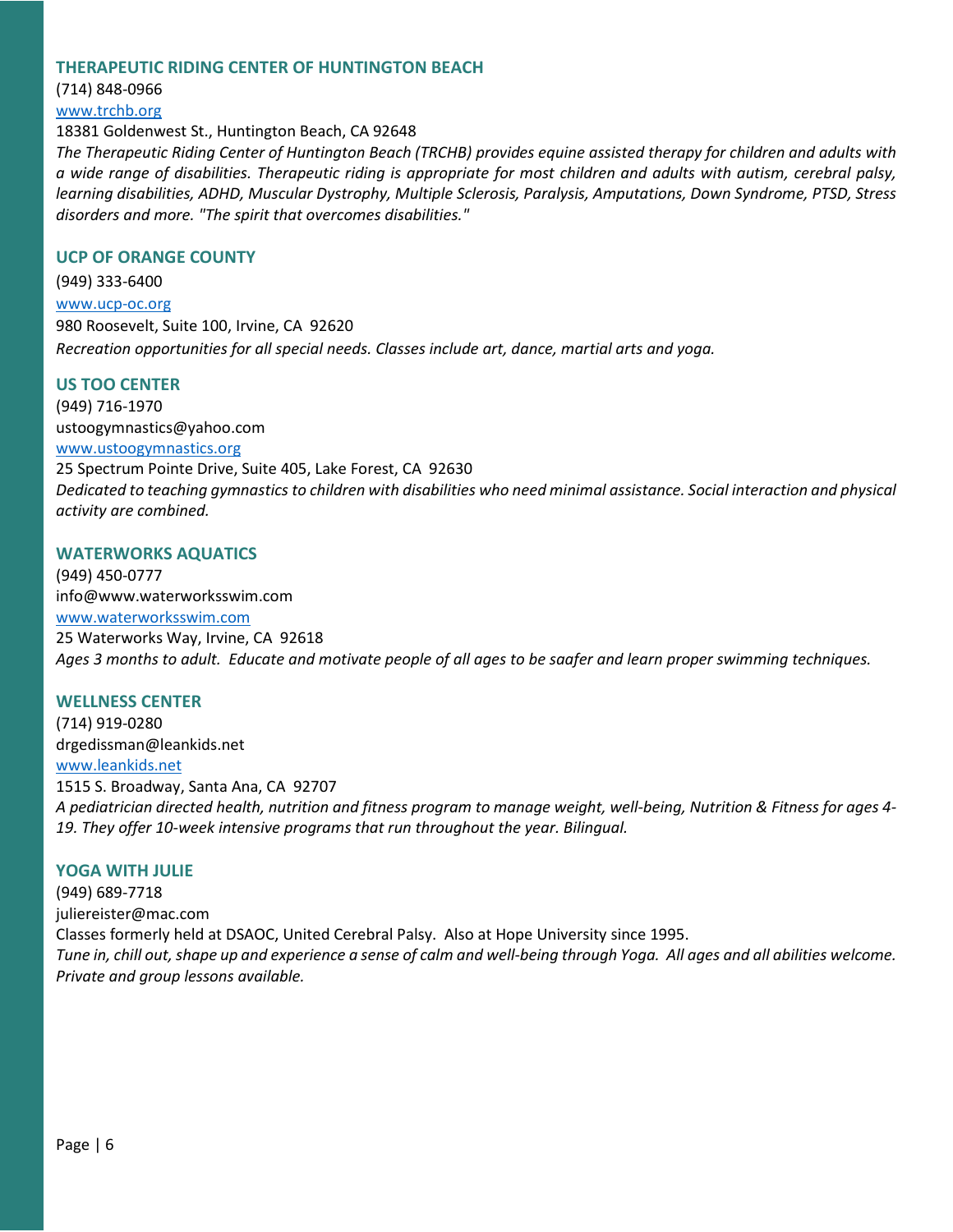### THERAPEUTIC RIDING CENTER OF HUNTINGTON BEACH

(714) 848-0966
www.trchb.org
18381 Goldenwest St., Huntington Beach, CA 92648
*The Therapeutic Riding Center of Huntington Beach (TRCHB) provides equine assisted therapy for children and adults with a wide range of disabilities. Therapeutic riding is appropriate for most children and adults with autism, cerebral palsy, learning disabilities, ADHD, Muscular Dystrophy, Multiple Sclerosis, Paralysis, Amputations, Down Syndrome, PTSD, Stress disorders and more. "The spirit that overcomes disabilities."*

### UCP OF ORANGE COUNTY

(949) 333-6400
www.ucp-oc.org
980 Roosevelt, Suite 100, Irvine, CA 92620
*Recreation opportunities for all special needs. Classes include art, dance, martial arts and yoga.*

### US TOO CENTER

(949) 716-1970
ustoogymnastics@yahoo.com
www.ustoogymnastics.org
25 Spectrum Pointe Drive, Suite 405, Lake Forest, CA 92630
*Dedicated to teaching gymnastics to children with disabilities who need minimal assistance. Social interaction and physical activity are combined.*

### WATERWORKS AQUATICS

(949) 450-0777
info@www.waterworksswim.com
www.waterworksswim.com
25 Waterworks Way, Irvine, CA 92618
*Ages 3 months to adult. Educate and motivate people of all ages to be saafer and learn proper swimming techniques.*

### WELLNESS CENTER

(714) 919-0280
drgedissman@leankids.net
www.leankids.net
1515 S. Broadway, Santa Ana, CA 92707
*A pediatrician directed health, nutrition and fitness program to manage weight, well-being, Nutrition & Fitness for ages 4-19. They offer 10-week intensive programs that run throughout the year. Bilingual.*

### YOGA WITH JULIE

(949) 689-7718
juliereister@mac.com
Classes formerly held at DSAOC, United Cerebral Palsy. Also at Hope University since 1995.
*Tune in, chill out, shape up and experience a sense of calm and well-being through Yoga. All ages and all abilities welcome. Private and group lessons available.*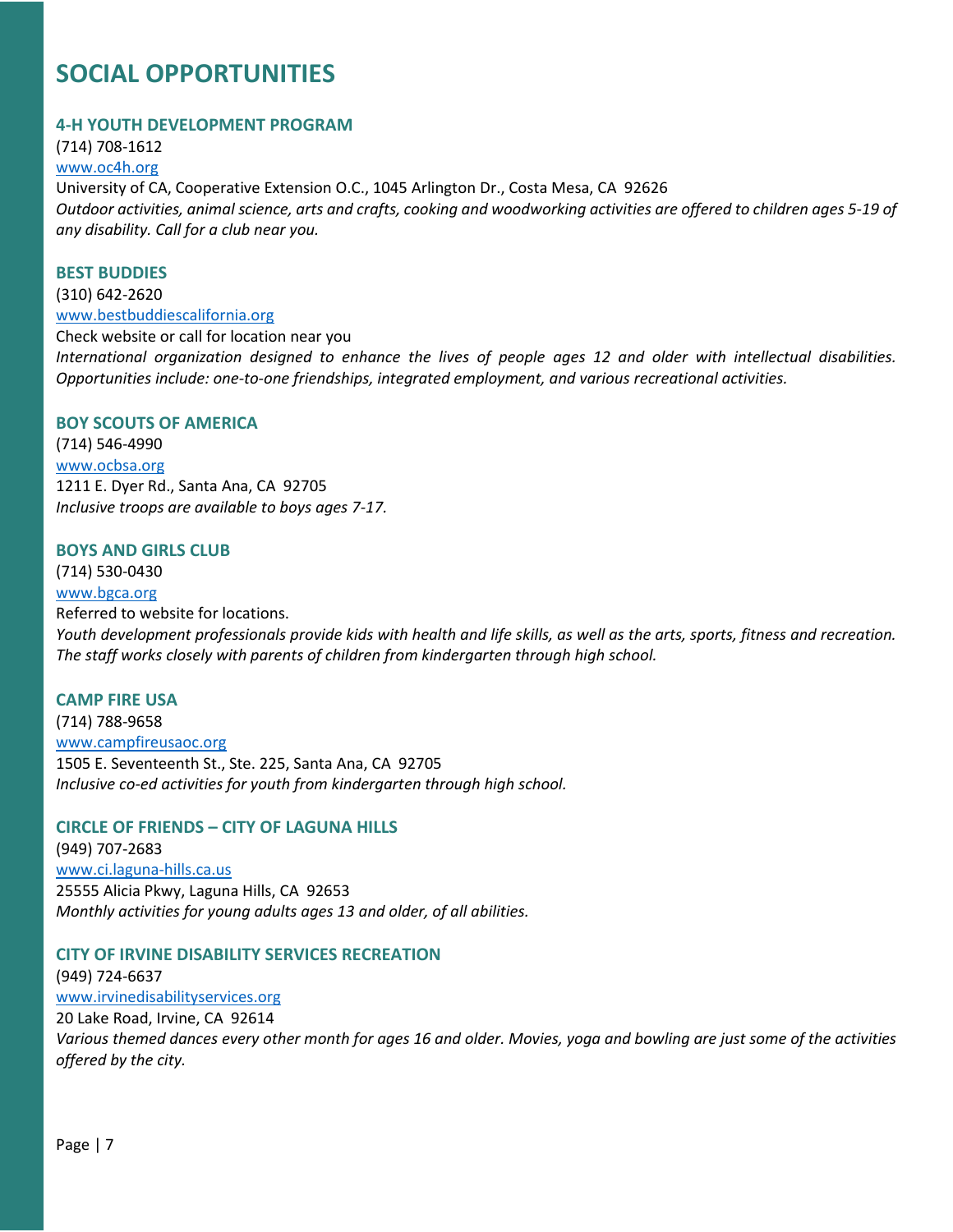# SOCIAL OPPORTUNITIES

### 4-H YOUTH DEVELOPMENT PROGRAM

(714) 708-1612
www.oc4h.org
University of CA, Cooperative Extension O.C., 1045 Arlington Dr., Costa Mesa, CA 92626
*Outdoor activities, animal science, arts and crafts, cooking and woodworking activities are offered to children ages 5-19 of any disability. Call for a club near you.*

### BEST BUDDIES

(310) 642-2620
www.bestbuddiescalifornia.org
Check website or call for location near you
*International organization designed to enhance the lives of people ages 12 and older with intellectual disabilities. Opportunities include: one-to-one friendships, integrated employment, and various recreational activities.*

### BOY SCOUTS OF AMERICA

(714) 546-4990
www.ocbsa.org
1211 E. Dyer Rd., Santa Ana, CA 92705
*Inclusive troops are available to boys ages 7-17.*

### BOYS AND GIRLS CLUB

(714) 530-0430
www.bgca.org
Referred to website for locations.
*Youth development professionals provide kids with health and life skills, as well as the arts, sports, fitness and recreation. The staff works closely with parents of children from kindergarten through high school.*

### CAMP FIRE USA

(714) 788-9658
www.campfireusaoc.org
1505 E. Seventeenth St., Ste. 225, Santa Ana, CA 92705
*Inclusive co-ed activities for youth from kindergarten through high school.*

### CIRCLE OF FRIENDS – CITY OF LAGUNA HILLS

(949) 707-2683
www.ci.laguna-hills.ca.us
25555 Alicia Pkwy, Laguna Hills, CA 92653
*Monthly activities for young adults ages 13 and older, of all abilities.*

### CITY OF IRVINE DISABILITY SERVICES RECREATION

(949) 724-6637
www.irvinedisabilityservices.org
20 Lake Road, Irvine, CA 92614
*Various themed dances every other month for ages 16 and older. Movies, yoga and bowling are just some of the activities offered by the city.*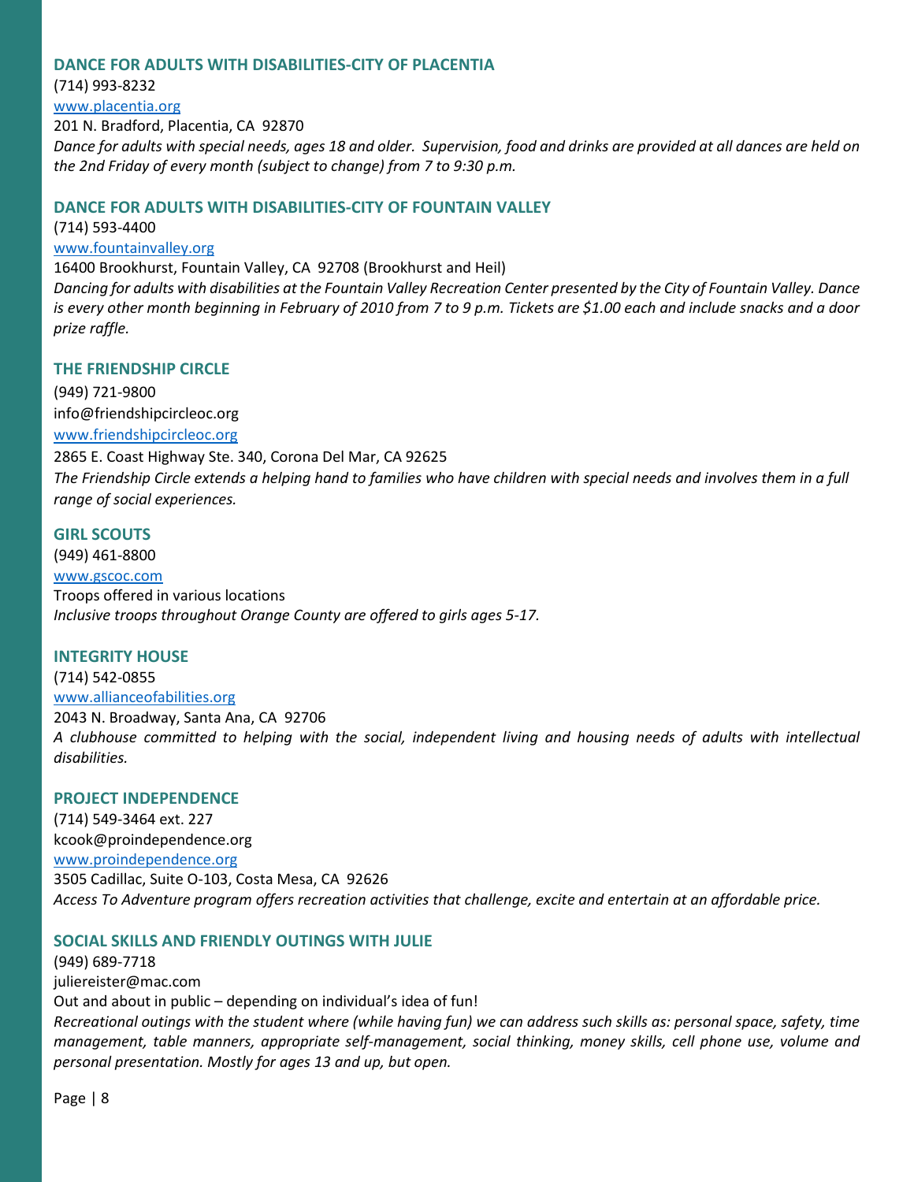### DANCE FOR ADULTS WITH DISABILITIES-CITY OF PLACENTIA

(714) 993-8232

www.placentia.org

201 N. Bradford, Placentia, CA 92870

*Dance for adults with special needs, ages 18 and older. Supervision, food and drinks are provided at all dances are held on the 2nd Friday of every month (subject to change) from 7 to 9:30 p.m.*

### DANCE FOR ADULTS WITH DISABILITIES-CITY OF FOUNTAIN VALLEY

(714) 593-4400

www.fountainvalley.org

16400 Brookhurst, Fountain Valley, CA 92708 (Brookhurst and Heil)

*Dancing for adults with disabilities at the Fountain Valley Recreation Center presented by the City of Fountain Valley. Dance is every other month beginning in February of 2010 from 7 to 9 p.m. Tickets are $1.00 each and include snacks and a door prize raffle.*

### THE FRIENDSHIP CIRCLE

(949) 721-9800

info@friendshipcircleoc.org

www.friendshipcircleoc.org

2865 E. Coast Highway Ste. 340, Corona Del Mar, CA 92625

*The Friendship Circle extends a helping hand to families who have children with special needs and involves them in a full range of social experiences.*

### GIRL SCOUTS

(949) 461-8800

www.gscoc.com

Troops offered in various locations

*Inclusive troops throughout Orange County are offered to girls ages 5-17.*

### INTEGRITY HOUSE

(714) 542-0855

www.allianceofabilities.org

2043 N. Broadway, Santa Ana, CA 92706

*A clubhouse committed to helping with the social, independent living and housing needs of adults with intellectual disabilities.*

### PROJECT INDEPENDENCE

(714) 549-3464 ext. 227

kcook@proindependence.org

www.proindependence.org

3505 Cadillac, Suite O-103, Costa Mesa, CA 92626

*Access To Adventure program offers recreation activities that challenge, excite and entertain at an affordable price.*

### SOCIAL SKILLS AND FRIENDLY OUTINGS WITH JULIE

(949) 689-7718

juliereister@mac.com

Out and about in public – depending on individual's idea of fun!

*Recreational outings with the student where (while having fun) we can address such skills as: personal space, safety, time management, table manners, appropriate self-management, social thinking, money skills, cell phone use, volume and personal presentation. Mostly for ages 13 and up, but open.*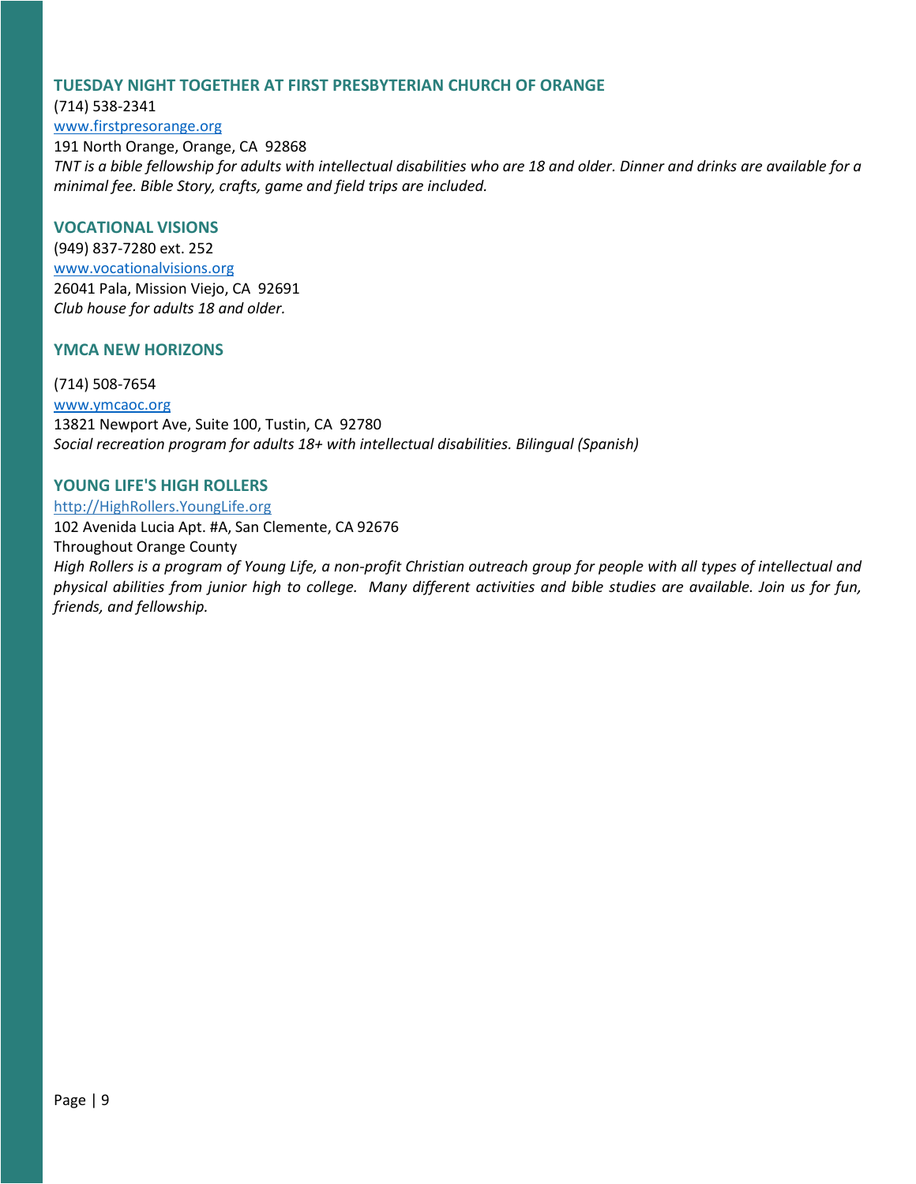### TUESDAY NIGHT TOGETHER AT FIRST PRESBYTERIAN CHURCH OF ORANGE

(714) 538-2341
www.firstpresorange.org
191 North Orange, Orange, CA 92868
*TNT is a bible fellowship for adults with intellectual disabilities who are 18 and older. Dinner and drinks are available for a minimal fee. Bible Story, crafts, game and field trips are included.*

### VOCATIONAL VISIONS

(949) 837-7280 ext. 252
www.vocationalvisions.org
26041 Pala, Mission Viejo, CA 92691
*Club house for adults 18 and older.*

### YMCA NEW HORIZONS

(714) 508-7654
www.ymcaoc.org
13821 Newport Ave, Suite 100, Tustin, CA 92780
*Social recreation program for adults 18+ with intellectual disabilities. Bilingual (Spanish)*

### YOUNG LIFE'S HIGH ROLLERS

http://HighRollers.YoungLife.org
102 Avenida Lucia Apt. #A, San Clemente, CA 92676
Throughout Orange County
*High Rollers is a program of Young Life, a non-profit Christian outreach group for people with all types of intellectual and physical abilities from junior high to college. Many different activities and bible studies are available. Join us for fun, friends, and fellowship.*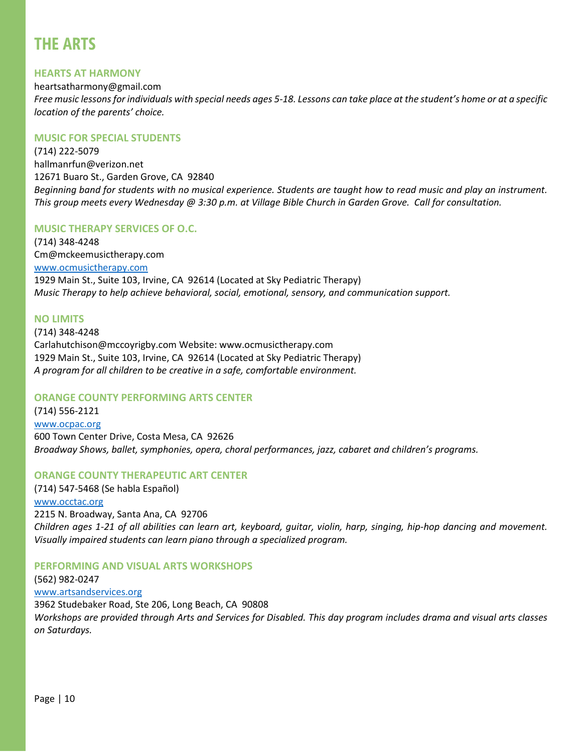# THE ARTS

### HEARTS AT HARMONY

heartsatharmony@gmail.com

*Free music lessons for individuals with special needs ages 5-18. Lessons can take place at the student's home or at a specific location of the parents' choice.*

### MUSIC FOR SPECIAL STUDENTS

(714) 222-5079

hallmanrfun@verizon.net

12671 Buaro St., Garden Grove, CA 92840

*Beginning band for students with no musical experience. Students are taught how to read music and play an instrument. This group meets every Wednesday @ 3:30 p.m. at Village Bible Church in Garden Grove. Call for consultation.*

### MUSIC THERAPY SERVICES OF O.C.

(714) 348-4248

Cm@mckeemusictherapy.com

www.ocmusictherapy.com

1929 Main St., Suite 103, Irvine, CA 92614 (Located at Sky Pediatric Therapy)

*Music Therapy to help achieve behavioral, social, emotional, sensory, and communication support.*

### NO LIMITS

(714) 348-4248

Carlahutchison@mccoyrigby.com Website: www.ocmusictherapy.com

1929 Main St., Suite 103, Irvine, CA 92614 (Located at Sky Pediatric Therapy)

*A program for all children to be creative in a safe, comfortable environment.*

### ORANGE COUNTY PERFORMING ARTS CENTER

(714) 556-2121

www.ocpac.org

600 Town Center Drive, Costa Mesa, CA 92626

*Broadway Shows, ballet, symphonies, opera, choral performances, jazz, cabaret and children's programs.*

### ORANGE COUNTY THERAPEUTIC ART CENTER

(714) 547-5468 (Se habla Español)

www.occtac.org

2215 N. Broadway, Santa Ana, CA 92706

*Children ages 1-21 of all abilities can learn art, keyboard, guitar, violin, harp, singing, hip-hop dancing and movement. Visually impaired students can learn piano through a specialized program.*

### PERFORMING AND VISUAL ARTS WORKSHOPS

(562) 982-0247

www.artsandservices.org

3962 Studebaker Road, Ste 206, Long Beach, CA 90808

*Workshops are provided through Arts and Services for Disabled. This day program includes drama and visual arts classes on Saturdays.*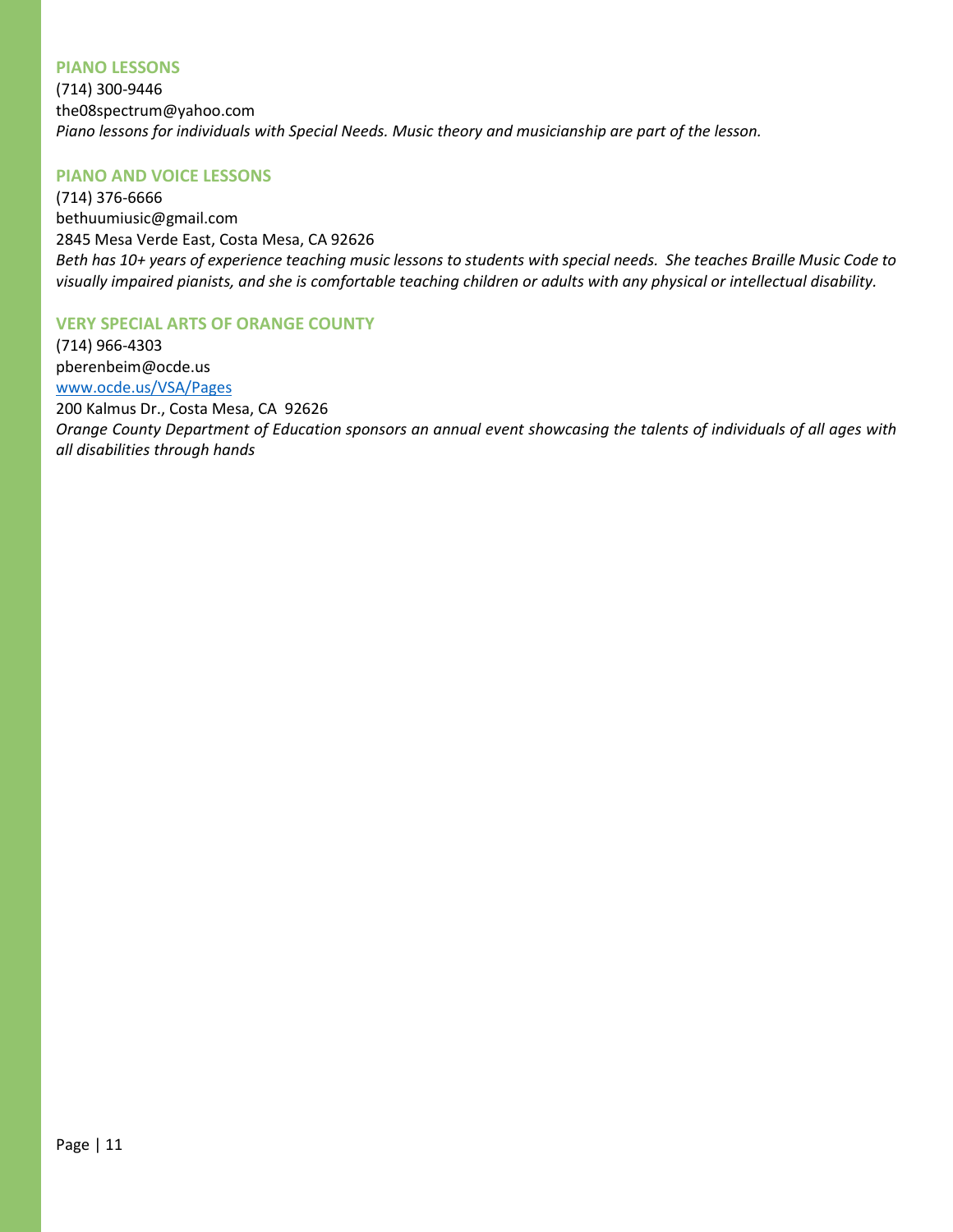### PIANO LESSONS

(714) 300-9446
the08spectrum@yahoo.com
*Piano lessons for individuals with Special Needs. Music theory and musicianship are part of the lesson.*

### PIANO AND VOICE LESSONS

(714) 376-6666
bethuumiusic@gmail.com
2845 Mesa Verde East, Costa Mesa, CA 92626
*Beth has 10+ years of experience teaching music lessons to students with special needs. She teaches Braille Music Code to visually impaired pianists, and she is comfortable teaching children or adults with any physical or intellectual disability.*

### VERY SPECIAL ARTS OF ORANGE COUNTY

(714) 966-4303
pberenbeim@ocde.us
[www.ocde.us/VSA/Pages](www.ocde.us/VSA/Pages)
200 Kalmus Dr., Costa Mesa, CA 92626
*Orange County Department of Education sponsors an annual event showcasing the talents of individuals of all ages with all disabilities through hands*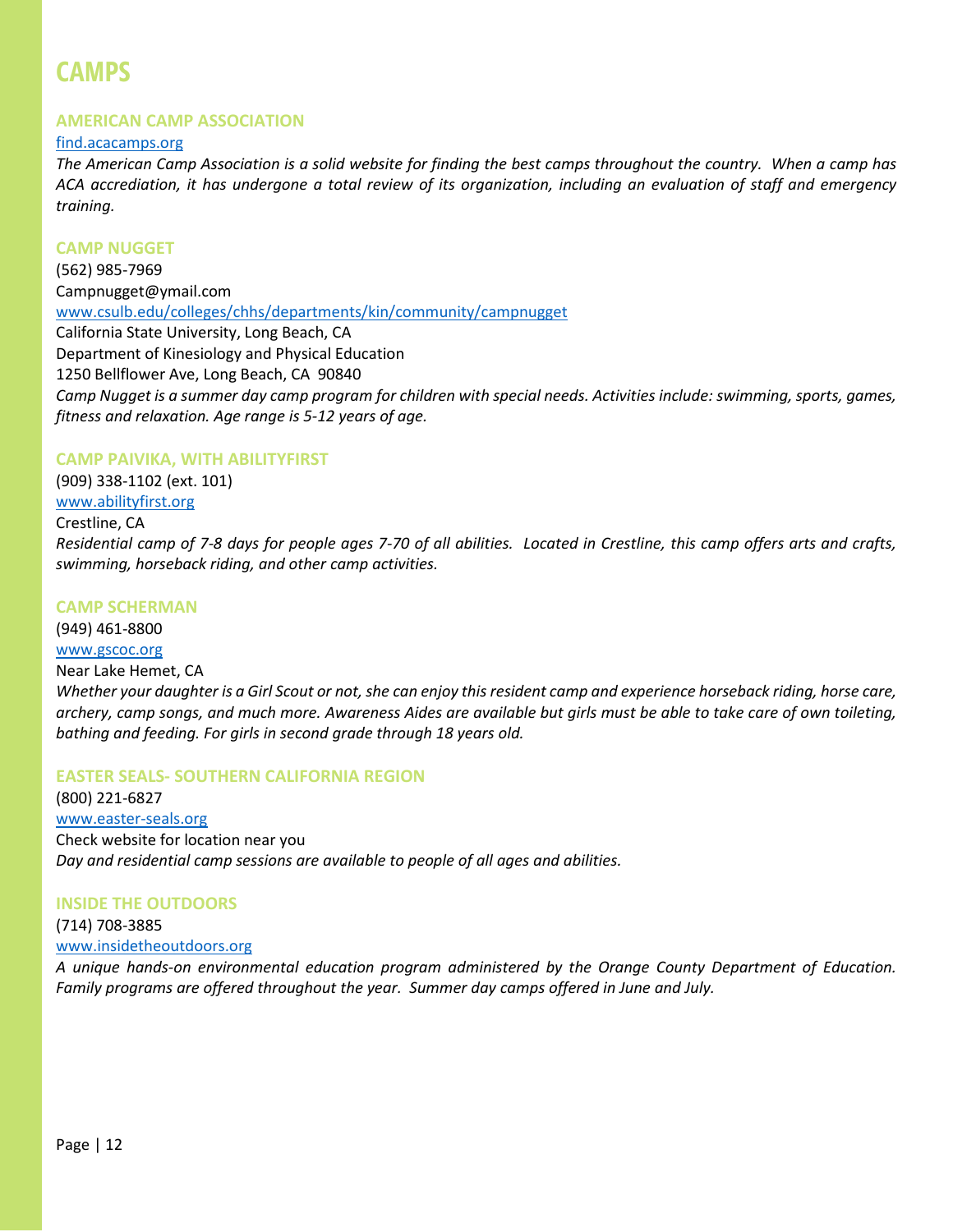# CAMPS

### AMERICAN CAMP ASSOCIATION

find.acacamps.org

*The American Camp Association is a solid website for finding the best camps throughout the country. When a camp has ACA accrediation, it has undergone a total review of its organization, including an evaluation of staff and emergency training.*

### CAMP NUGGET

(562) 985-7969
Campnugget@ymail.com
www.csulb.edu/colleges/chhs/departments/kin/community/campnugget
California State University, Long Beach, CA
Department of Kinesiology and Physical Education
1250 Bellflower Ave, Long Beach, CA 90840

*Camp Nugget is a summer day camp program for children with special needs. Activities include: swimming, sports, games, fitness and relaxation. Age range is 5-12 years of age.*

### CAMP PAIVIKA, WITH ABILITYFIRST

(909) 338-1102 (ext. 101)
www.abilityfirst.org
Crestline, CA

*Residential camp of 7-8 days for people ages 7-70 of all abilities. Located in Crestline, this camp offers arts and crafts, swimming, horseback riding, and other camp activities.*

### CAMP SCHERMAN

(949) 461-8800
www.gscoc.org
Near Lake Hemet, CA

*Whether your daughter is a Girl Scout or not, she can enjoy this resident camp and experience horseback riding, horse care, archery, camp songs, and much more. Awareness Aides are available but girls must be able to take care of own toileting, bathing and feeding. For girls in second grade through 18 years old.*

### EASTER SEALS- SOUTHERN CALIFORNIA REGION

(800) 221-6827
www.easter-seals.org
Check website for location near you

*Day and residential camp sessions are available to people of all ages and abilities.*

### INSIDE THE OUTDOORS

(714) 708-3885
www.insidetheoutdoors.org

*A unique hands-on environmental education program administered by the Orange County Department of Education. Family programs are offered throughout the year. Summer day camps offered in June and July.*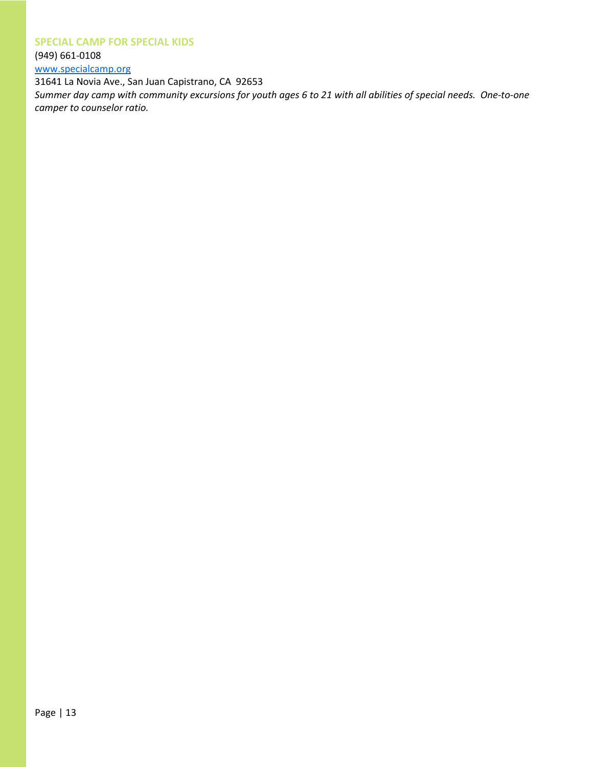### SPECIAL CAMP FOR SPECIAL KIDS

(949) 661-0108

[www.specialcamp.org](http://www.specialcamp.org)

31641 La Novia Ave., San Juan Capistrano, CA 92653

*Summer day camp with community excursions for youth ages 6 to 21 with all abilities of special needs. One-to-one camper to counselor ratio.*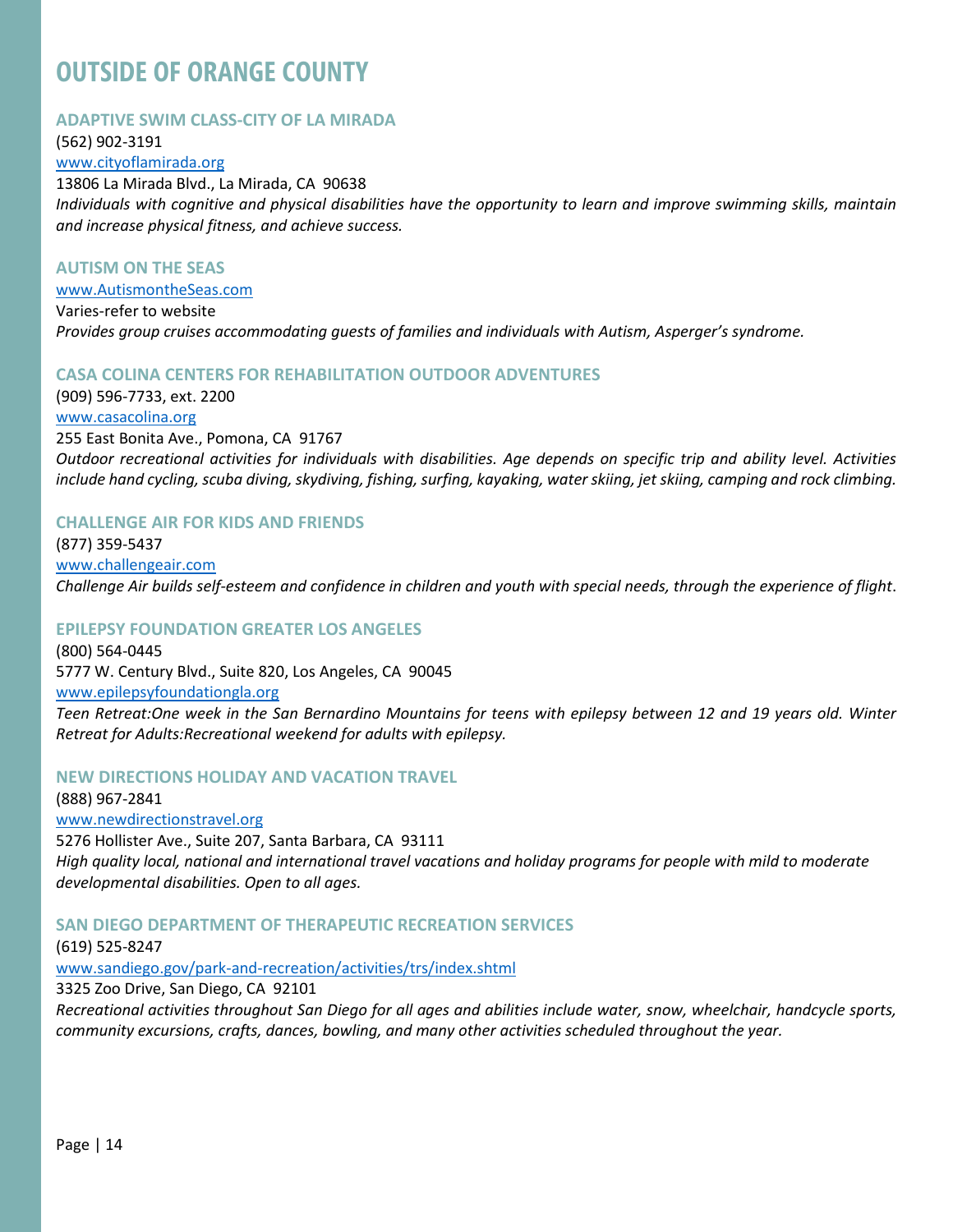# OUTSIDE OF ORANGE COUNTY

### ADAPTIVE SWIM CLASS-CITY OF LA MIRADA

(562) 902-3191
www.cityoflamirada.org
13806 La Mirada Blvd., La Mirada, CA 90638
*Individuals with cognitive and physical disabilities have the opportunity to learn and improve swimming skills, maintain and increase physical fitness, and achieve success.*

### AUTISM ON THE SEAS

www.AutismontheSeas.com
Varies-refer to website
*Provides group cruises accommodating guests of families and individuals with Autism, Asperger's syndrome.*

### CASA COLINA CENTERS FOR REHABILITATION OUTDOOR ADVENTURES

(909) 596-7733, ext. 2200
www.casacolina.org
255 East Bonita Ave., Pomona, CA 91767
*Outdoor recreational activities for individuals with disabilities. Age depends on specific trip and ability level. Activities include hand cycling, scuba diving, skydiving, fishing, surfing, kayaking, water skiing, jet skiing, camping and rock climbing.*

### CHALLENGE AIR FOR KIDS AND FRIENDS

(877) 359-5437
www.challengeair.com
*Challenge Air builds self-esteem and confidence in children and youth with special needs, through the experience of flight*.

### EPILEPSY FOUNDATION GREATER LOS ANGELES

(800) 564-0445
5777 W. Century Blvd., Suite 820, Los Angeles, CA 90045
www.epilepsyfoundationgla.org
*Teen Retreat:One week in the San Bernardino Mountains for teens with epilepsy between 12 and 19 years old. Winter Retreat for Adults:Recreational weekend for adults with epilepsy.*

### NEW DIRECTIONS HOLIDAY AND VACATION TRAVEL

(888) 967-2841
www.newdirectionstravel.org
5276 Hollister Ave., Suite 207, Santa Barbara, CA 93111
*High quality local, national and international travel vacations and holiday programs for people with mild to moderate developmental disabilities. Open to all ages.*

### SAN DIEGO DEPARTMENT OF THERAPEUTIC RECREATION SERVICES

(619) 525-8247
www.sandiego.gov/park-and-recreation/activities/trs/index.shtml
3325 Zoo Drive, San Diego, CA 92101
*Recreational activities throughout San Diego for all ages and abilities include water, snow, wheelchair, handcycle sports, community excursions, crafts, dances, bowling, and many other activities scheduled throughout the year.*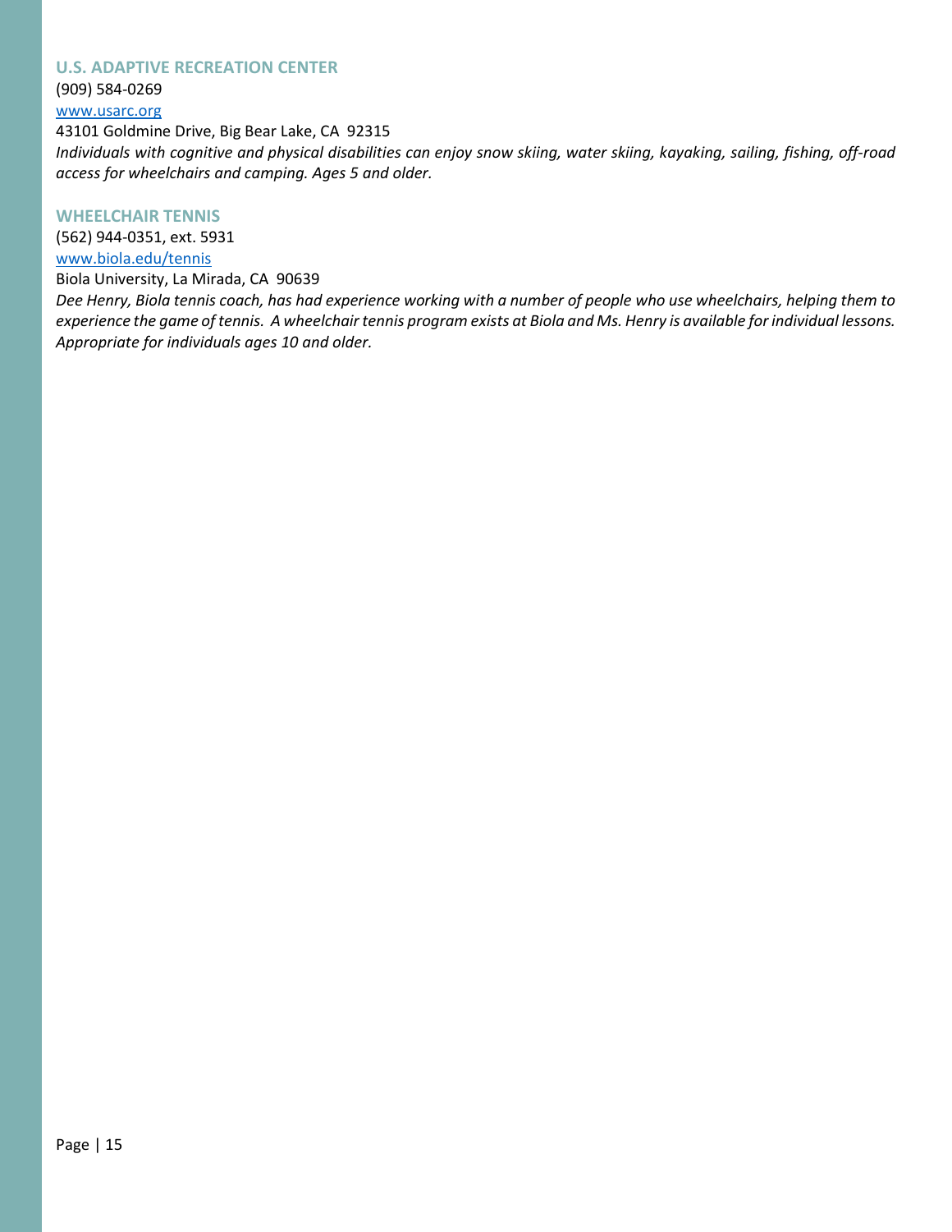### U.S. ADAPTIVE RECREATION CENTER

(909) 584-0269

[www.usarc.org](http://www.usarc.org)

43101 Goldmine Drive, Big Bear Lake, CA 92315

*Individuals with cognitive and physical disabilities can enjoy snow skiing, water skiing, kayaking, sailing, fishing, off-road access for wheelchairs and camping. Ages 5 and older.*

### WHEELCHAIR TENNIS

(562) 944-0351, ext. 5931

[www.biola.edu/tennis](http://www.biola.edu/tennis)

Biola University, La Mirada, CA 90639

*Dee Henry, Biola tennis coach, has had experience working with a number of people who use wheelchairs, helping them to experience the game of tennis. A wheelchair tennis program exists at Biola and Ms. Henry is available for individual lessons. Appropriate for individuals ages 10 and older.*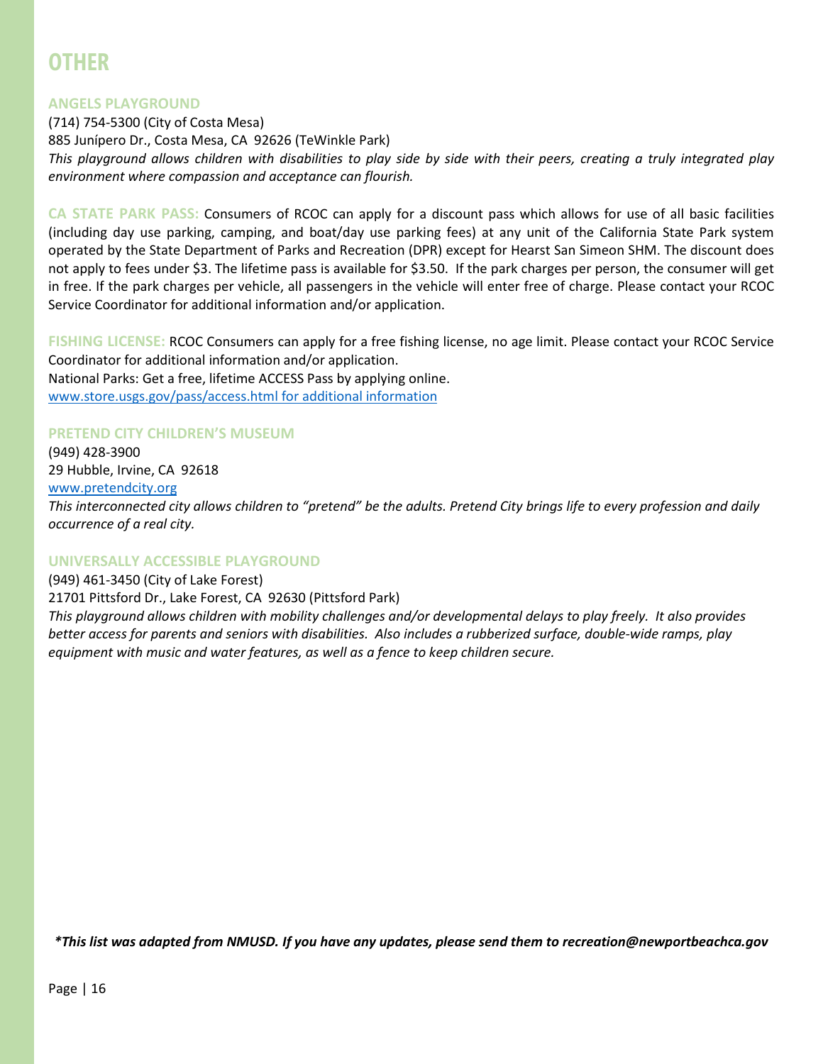# OTHER

### ANGELS PLAYGROUND

(714) 754-5300 (City of Costa Mesa)
885 Junípero Dr., Costa Mesa, CA 92626 (TeWinkle Park)
*This playground allows children with disabilities to play side by side with their peers, creating a truly integrated play environment where compassion and acceptance can flourish.*

**CA STATE PARK PASS:** Consumers of RCOC can apply for a discount pass which allows for use of all basic facilities (including day use parking, camping, and boat/day use parking fees) at any unit of the California State Park system operated by the State Department of Parks and Recreation (DPR) except for Hearst San Simeon SHM. The discount does not apply to fees under $3. The lifetime pass is available for $3.50. If the park charges per person, the consumer will get in free. If the park charges per vehicle, all passengers in the vehicle will enter free of charge. Please contact your RCOC Service Coordinator for additional information and/or application.

**FISHING LICENSE:** RCOC Consumers can apply for a free fishing license, no age limit. Please contact your RCOC Service Coordinator for additional information and/or application.
National Parks: Get a free, lifetime ACCESS Pass by applying online.
[www.store.usgs.gov/pass/access.html for additional information](www.store.usgs.gov/pass/access.html)

### PRETEND CITY CHILDREN'S MUSEUM

(949) 428-3900
29 Hubble, Irvine, CA 92618
[www.pretendcity.org](www.pretendcity.org)
*This interconnected city allows children to "pretend" be the adults. Pretend City brings life to every profession and daily occurrence of a real city.*

### UNIVERSALLY ACCESSIBLE PLAYGROUND

(949) 461-3450 (City of Lake Forest)
21701 Pittsford Dr., Lake Forest, CA 92630 (Pittsford Park)
*This playground allows children with mobility challenges and/or developmental delays to play freely. It also provides better access for parents and seniors with disabilities. Also includes a rubberized surface, double-wide ramps, play equipment with music and water features, as well as a fence to keep children secure.*

***This list was adapted from NMUSD. If you have any updates, please send them to recreation@newportbeachca.gov***